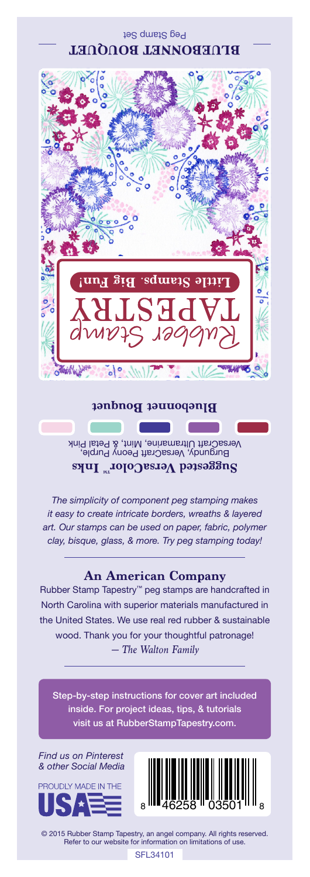# BLUEBONNET BOUQUET

Peg Stamp Set

Rubber Stamp TAPESTRY

**Little Stamps. Big Fun!**

## Bluebonnet Bouquet

### Suggested VersaColor™ Inks

Burgundy, VersaCraft Peony Purple, VersaCraft Ultramarine, Mint, & Petal Pink

*The simplicity of component peg stamping makes it easy to create intricate borders, wreaths & layered art. Our stamps can be used on paper, fabric, polymer clay, bisque, glass, & more. Try peg stamping today!*

---

## An American Company

Rubber Stamp Tapestry™ peg stamps are handcrafted in North Carolina with superior materials manufactured in the United States. We use real red rubber & sustainable wood. Thank you for your thoughtful patronage!

*— The Walton Family*

---

Step-by-step instructions for cover art included inside. For project ideas, tips, & tutorials visit us at RubberStampTapestry.com.

*Find us on Pinterest & other Social Media*

PROUDLY MADE IN THE USA

8 46258 03501 8

© 2015 Rubber Stamp Tapestry, an angel company. All rights reserved. Refer to our website for information on limitations of use.

SFL34101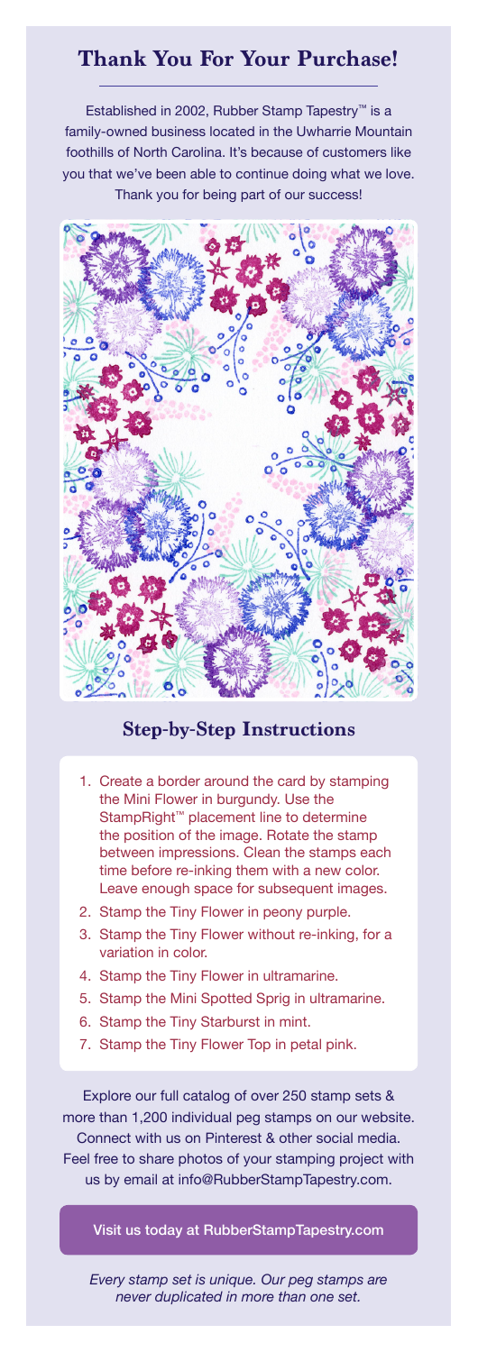## Thank You For Your Purchase!

Established in 2002, Rubber Stamp Tapestry™ is a family-owned business located in the Uwharrie Mountain foothills of North Carolina. It's because of customers like you that we've been able to continue doing what we love. Thank you for being part of our success!

### Step-by-Step Instructions

1. Create a border around the card by stamping the Mini Flower in burgundy. Use the StampRight™ placement line to determine the position of the image. Rotate the stamp between impressions. Clean the stamps each time before re-inking them with a new color. Leave enough space for subsequent images.
2. Stamp the Tiny Flower in peony purple.
3. Stamp the Tiny Flower without re-inking, for a variation in color.
4. Stamp the Tiny Flower in ultramarine.
5. Stamp the Mini Spotted Sprig in ultramarine.
6. Stamp the Tiny Starburst in mint.
7. Stamp the Tiny Flower Top in petal pink.

Explore our full catalog of over 250 stamp sets & more than 1,200 individual peg stamps on our website. Connect with us on Pinterest & other social media. Feel free to share photos of your stamping project with us by email at info@RubberStampTapestry.com.

Visit us today at RubberStampTapestry.com

*Every stamp set is unique. Our peg stamps are never duplicated in more than one set.*